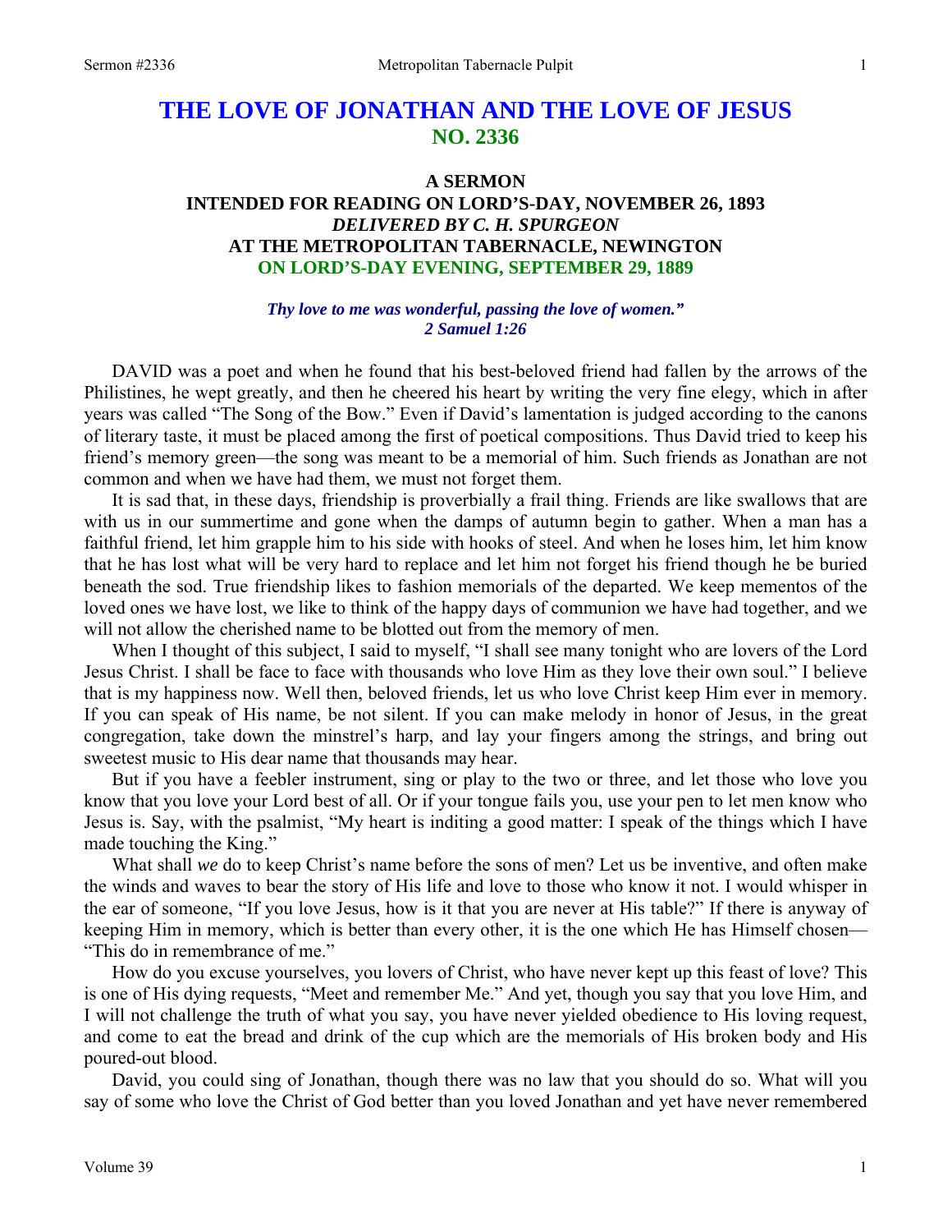# THE LOVE OF JONATHAN AND THE LOVE OF JESUS
## NO. 2336

### A SERMON
### INTENDED FOR READING ON LORD'S-DAY, NOVEMBER 26, 1893
### *DELIVERED BY C. H. SPURGEON*
### AT THE METROPOLITAN TABERNACLE, NEWINGTON
### ON LORD'S-DAY EVENING, SEPTEMBER 29, 1889

*Thy love to me was wonderful, passing the love of women."*
*2 Samuel 1:26*

DAVID was a poet and when he found that his best-beloved friend had fallen by the arrows of the Philistines, he wept greatly, and then he cheered his heart by writing the very fine elegy, which in after years was called "The Song of the Bow." Even if David's lamentation is judged according to the canons of literary taste, it must be placed among the first of poetical compositions. Thus David tried to keep his friend's memory green—the song was meant to be a memorial of him. Such friends as Jonathan are not common and when we have had them, we must not forget them.

It is sad that, in these days, friendship is proverbially a frail thing. Friends are like swallows that are with us in our summertime and gone when the damps of autumn begin to gather. When a man has a faithful friend, let him grapple him to his side with hooks of steel. And when he loses him, let him know that he has lost what will be very hard to replace and let him not forget his friend though he be buried beneath the sod. True friendship likes to fashion memorials of the departed. We keep mementos of the loved ones we have lost, we like to think of the happy days of communion we have had together, and we will not allow the cherished name to be blotted out from the memory of men.

When I thought of this subject, I said to myself, "I shall see many tonight who are lovers of the Lord Jesus Christ. I shall be face to face with thousands who love Him as they love their own soul." I believe that is my happiness now. Well then, beloved friends, let us who love Christ keep Him ever in memory. If you can speak of His name, be not silent. If you can make melody in honor of Jesus, in the great congregation, take down the minstrel's harp, and lay your fingers among the strings, and bring out sweetest music to His dear name that thousands may hear.

But if you have a feebler instrument, sing or play to the two or three, and let those who love you know that you love your Lord best of all. Or if your tongue fails you, use your pen to let men know who Jesus is. Say, with the psalmist, "My heart is inditing a good matter: I speak of the things which I have made touching the King."

What shall *we* do to keep Christ's name before the sons of men? Let us be inventive, and often make the winds and waves to bear the story of His life and love to those who know it not. I would whisper in the ear of someone, "If you love Jesus, how is it that you are never at His table?" If there is anyway of keeping Him in memory, which is better than every other, it is the one which He has Himself chosen—"This do in remembrance of me."

How do you excuse yourselves, you lovers of Christ, who have never kept up this feast of love? This is one of His dying requests, "Meet and remember Me." And yet, though you say that you love Him, and I will not challenge the truth of what you say, you have never yielded obedience to His loving request, and come to eat the bread and drink of the cup which are the memorials of His broken body and His poured-out blood.

David, you could sing of Jonathan, though there was no law that you should do so. What will you say of some who love the Christ of God better than you loved Jonathan and yet have never remembered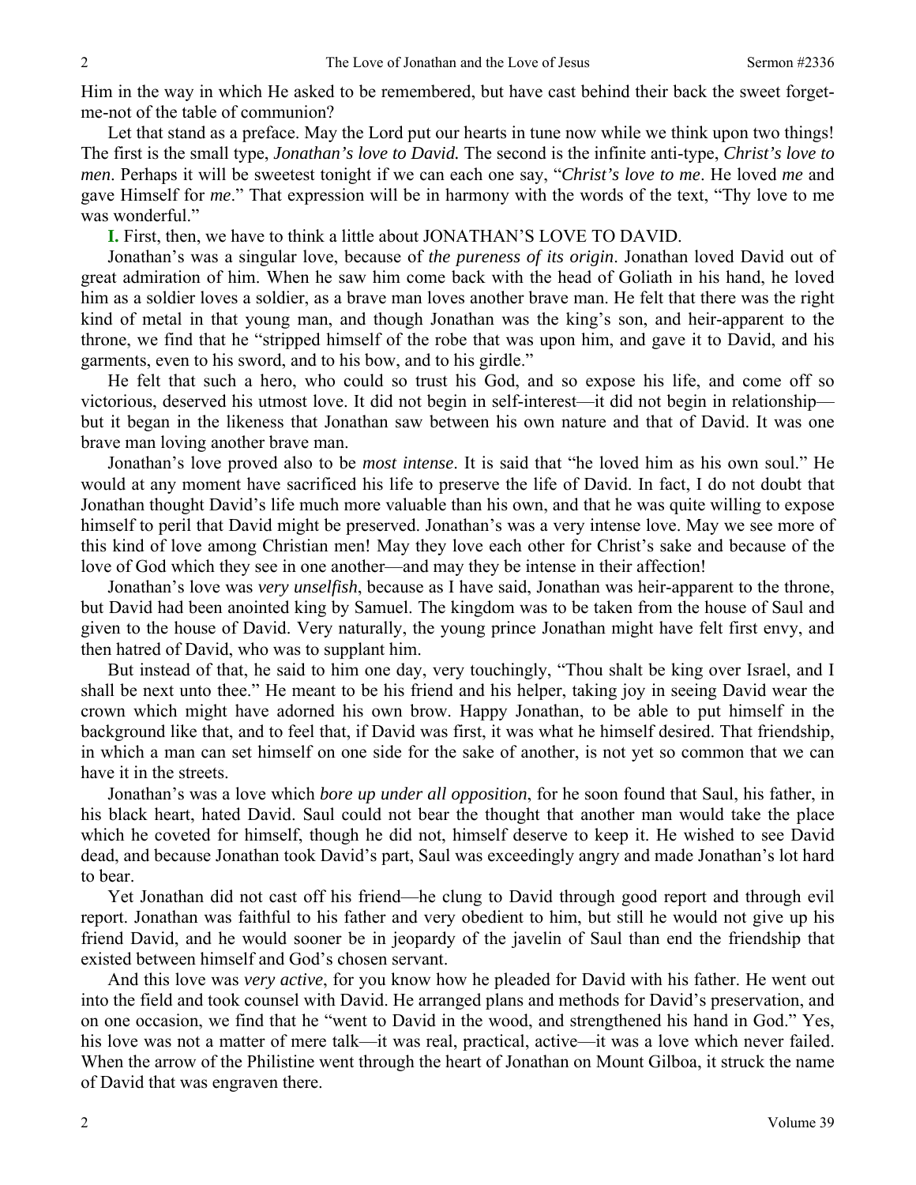Him in the way in which He asked to be remembered, but have cast behind their back the sweet forget-me-not of the table of communion?

Let that stand as a preface. May the Lord put our hearts in tune now while we think upon two things! The first is the small type, *Jonathan's love to David.* The second is the infinite anti-type, *Christ's love to men*. Perhaps it will be sweetest tonight if we can each one say, "*Christ's love to me*. He loved *me* and gave Himself for *me*." That expression will be in harmony with the words of the text, "Thy love to me was wonderful."

**I.** First, then, we have to think a little about JONATHAN'S LOVE TO DAVID.

Jonathan's was a singular love, because of *the pureness of its origin*. Jonathan loved David out of great admiration of him. When he saw him come back with the head of Goliath in his hand, he loved him as a soldier loves a soldier, as a brave man loves another brave man. He felt that there was the right kind of metal in that young man, and though Jonathan was the king's son, and heir-apparent to the throne, we find that he "stripped himself of the robe that was upon him, and gave it to David, and his garments, even to his sword, and to his bow, and to his girdle."

He felt that such a hero, who could so trust his God, and so expose his life, and come off so victorious, deserved his utmost love. It did not begin in self-interest—it did not begin in relationship—but it began in the likeness that Jonathan saw between his own nature and that of David. It was one brave man loving another brave man.

Jonathan's love proved also to be *most intense*. It is said that "he loved him as his own soul." He would at any moment have sacrificed his life to preserve the life of David. In fact, I do not doubt that Jonathan thought David's life much more valuable than his own, and that he was quite willing to expose himself to peril that David might be preserved. Jonathan's was a very intense love. May we see more of this kind of love among Christian men! May they love each other for Christ's sake and because of the love of God which they see in one another—and may they be intense in their affection!

Jonathan's love was *very unselfish*, because as I have said, Jonathan was heir-apparent to the throne, but David had been anointed king by Samuel. The kingdom was to be taken from the house of Saul and given to the house of David. Very naturally, the young prince Jonathan might have felt first envy, and then hatred of David, who was to supplant him.

But instead of that, he said to him one day, very touchingly, "Thou shalt be king over Israel, and I shall be next unto thee." He meant to be his friend and his helper, taking joy in seeing David wear the crown which might have adorned his own brow. Happy Jonathan, to be able to put himself in the background like that, and to feel that, if David was first, it was what he himself desired. That friendship, in which a man can set himself on one side for the sake of another, is not yet so common that we can have it in the streets.

Jonathan's was a love which *bore up under all opposition*, for he soon found that Saul, his father, in his black heart, hated David. Saul could not bear the thought that another man would take the place which he coveted for himself, though he did not, himself deserve to keep it. He wished to see David dead, and because Jonathan took David's part, Saul was exceedingly angry and made Jonathan's lot hard to bear.

Yet Jonathan did not cast off his friend—he clung to David through good report and through evil report. Jonathan was faithful to his father and very obedient to him, but still he would not give up his friend David, and he would sooner be in jeopardy of the javelin of Saul than end the friendship that existed between himself and God's chosen servant.

And this love was *very active*, for you know how he pleaded for David with his father. He went out into the field and took counsel with David. He arranged plans and methods for David's preservation, and on one occasion, we find that he "went to David in the wood, and strengthened his hand in God." Yes, his love was not a matter of mere talk—it was real, practical, active—it was a love which never failed. When the arrow of the Philistine went through the heart of Jonathan on Mount Gilboa, it struck the name of David that was engraven there.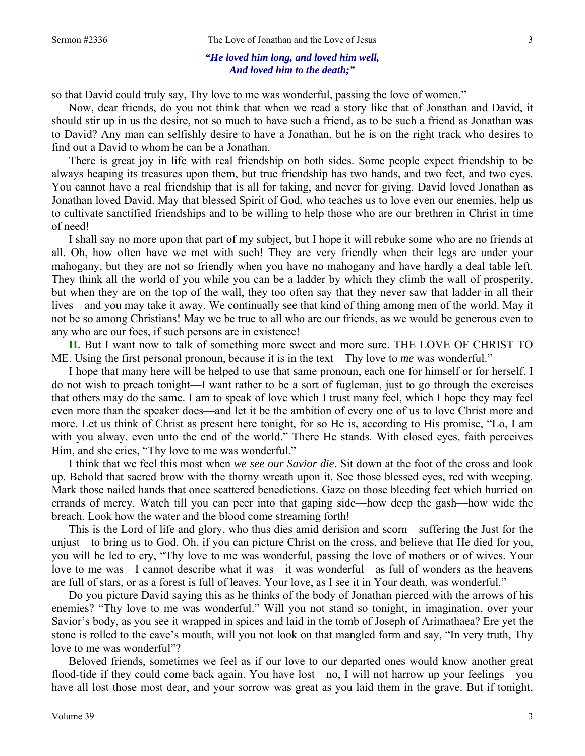*"He loved him long, and loved him well,*
*And loved him to the death;"*

so that David could truly say, Thy love to me was wonderful, passing the love of women."

Now, dear friends, do you not think that when we read a story like that of Jonathan and David, it should stir up in us the desire, not so much to have such a friend, as to be such a friend as Jonathan was to David? Any man can selfishly desire to have a Jonathan, but he is on the right track who desires to find out a David to whom he can be a Jonathan.

There is great joy in life with real friendship on both sides. Some people expect friendship to be always heaping its treasures upon them, but true friendship has two hands, and two feet, and two eyes. You cannot have a real friendship that is all for taking, and never for giving. David loved Jonathan as Jonathan loved David. May that blessed Spirit of God, who teaches us to love even our enemies, help us to cultivate sanctified friendships and to be willing to help those who are our brethren in Christ in time of need!

I shall say no more upon that part of my subject, but I hope it will rebuke some who are no friends at all. Oh, how often have we met with such! They are very friendly when their legs are under your mahogany, but they are not so friendly when you have no mahogany and have hardly a deal table left. They think all the world of you while you can be a ladder by which they climb the wall of prosperity, but when they are on the top of the wall, they too often say that they never saw that ladder in all their lives—and you may take it away. We continually see that kind of thing among men of the world. May it not be so among Christians! May we be true to all who are our friends, as we would be generous even to any who are our foes, if such persons are in existence!

**II.** But I want now to talk of something more sweet and more sure. THE LOVE OF CHRIST TO ME. Using the first personal pronoun, because it is in the text—Thy love to *me* was wonderful."

I hope that many here will be helped to use that same pronoun, each one for himself or for herself. I do not wish to preach tonight—I want rather to be a sort of fugleman, just to go through the exercises that others may do the same. I am to speak of love which I trust many feel, which I hope they may feel even more than the speaker does—and let it be the ambition of every one of us to love Christ more and more. Let us think of Christ as present here tonight, for so He is, according to His promise, "Lo, I am with you alway, even unto the end of the world." There He stands. With closed eyes, faith perceives Him, and she cries, "Thy love to me was wonderful."

I think that we feel this most when *we see our Savior die*. Sit down at the foot of the cross and look up. Behold that sacred brow with the thorny wreath upon it. See those blessed eyes, red with weeping. Mark those nailed hands that once scattered benedictions. Gaze on those bleeding feet which hurried on errands of mercy. Watch till you can peer into that gaping side—how deep the gash—how wide the breach. Look how the water and the blood come streaming forth!

This is the Lord of life and glory, who thus dies amid derision and scorn—suffering the Just for the unjust—to bring us to God. Oh, if you can picture Christ on the cross, and believe that He died for you, you will be led to cry, "Thy love to me was wonderful, passing the love of mothers or of wives. Your love to me was—I cannot describe what it was—it was wonderful—as full of wonders as the heavens are full of stars, or as a forest is full of leaves. Your love, as I see it in Your death, was wonderful."

Do you picture David saying this as he thinks of the body of Jonathan pierced with the arrows of his enemies? "Thy love to me was wonderful." Will you not stand so tonight, in imagination, over your Savior's body, as you see it wrapped in spices and laid in the tomb of Joseph of Arimathaea? Ere yet the stone is rolled to the cave's mouth, will you not look on that mangled form and say, "In very truth, Thy love to me was wonderful"?

Beloved friends, sometimes we feel as if our love to our departed ones would know another great flood-tide if they could come back again. You have lost—no, I will not harrow up your feelings—you have all lost those most dear, and your sorrow was great as you laid them in the grave. But if tonight,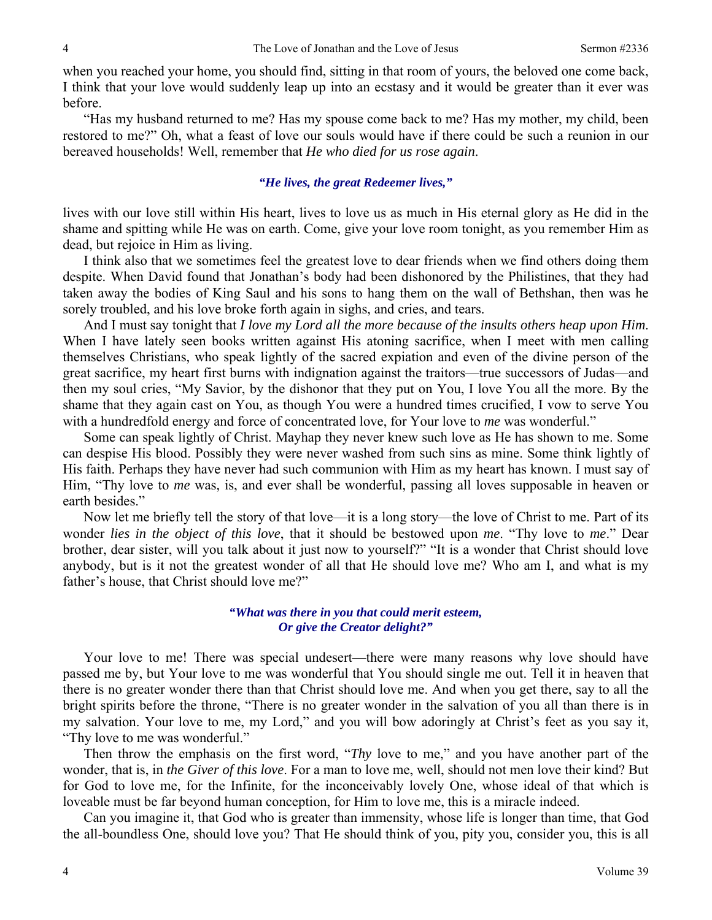when you reached your home, you should find, sitting in that room of yours, the beloved one come back, I think that your love would suddenly leap up into an ecstasy and it would be greater than it ever was before.

"Has my husband returned to me? Has my spouse come back to me? Has my mother, my child, been restored to me?" Oh, what a feast of love our souls would have if there could be such a reunion in our bereaved households! Well, remember that *He who died for us rose again*.

***"He lives, the great Redeemer lives,"***

lives with our love still within His heart, lives to love us as much in His eternal glory as He did in the shame and spitting while He was on earth. Come, give your love room tonight, as you remember Him as dead, but rejoice in Him as living.

I think also that we sometimes feel the greatest love to dear friends when we find others doing them despite. When David found that Jonathan's body had been dishonored by the Philistines, that they had taken away the bodies of King Saul and his sons to hang them on the wall of Bethshan, then was he sorely troubled, and his love broke forth again in sighs, and cries, and tears.

And I must say tonight that *I love my Lord all the more because of the insults others heap upon Him*. When I have lately seen books written against His atoning sacrifice, when I meet with men calling themselves Christians, who speak lightly of the sacred expiation and even of the divine person of the great sacrifice, my heart first burns with indignation against the traitors—true successors of Judas—and then my soul cries, "My Savior, by the dishonor that they put on You, I love You all the more. By the shame that they again cast on You, as though You were a hundred times crucified, I vow to serve You with a hundredfold energy and force of concentrated love, for Your love to *me* was wonderful."

Some can speak lightly of Christ. Mayhap they never knew such love as He has shown to me. Some can despise His blood. Possibly they were never washed from such sins as mine. Some think lightly of His faith. Perhaps they have never had such communion with Him as my heart has known. I must say of Him, "Thy love to *me* was, is, and ever shall be wonderful, passing all loves supposable in heaven or earth besides."

Now let me briefly tell the story of that love—it is a long story—the love of Christ to me. Part of its wonder *lies in the object of this love*, that it should be bestowed upon *me*. "Thy love to *me*." Dear brother, dear sister, will you talk about it just now to yourself?" "It is a wonder that Christ should love anybody, but is it not the greatest wonder of all that He should love me? Who am I, and what is my father's house, that Christ should love me?"

***"What was there in you that could merit esteem,***
***Or give the Creator delight?"***

Your love to me! There was special undesert—there were many reasons why love should have passed me by, but Your love to me was wonderful that You should single me out. Tell it in heaven that there is no greater wonder there than that Christ should love me. And when you get there, say to all the bright spirits before the throne, "There is no greater wonder in the salvation of you all than there is in my salvation. Your love to me, my Lord," and you will bow adoringly at Christ's feet as you say it, "Thy love to me was wonderful."

Then throw the emphasis on the first word, "*Thy* love to me," and you have another part of the wonder, that is, in *the Giver of this love*. For a man to love me, well, should not men love their kind? But for God to love me, for the Infinite, for the inconceivably lovely One, whose ideal of that which is loveable must be far beyond human conception, for Him to love me, this is a miracle indeed.

Can you imagine it, that God who is greater than immensity, whose life is longer than time, that God the all-boundless One, should love you? That He should think of you, pity you, consider you, this is all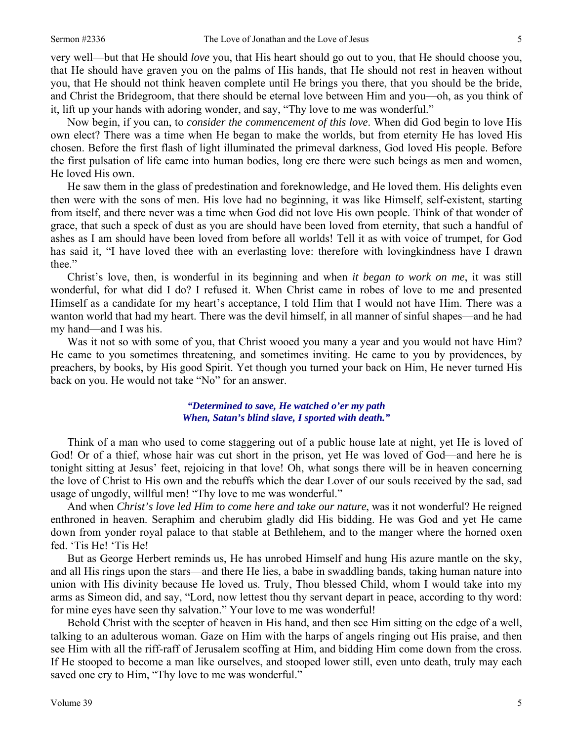very well—but that He should *love* you, that His heart should go out to you, that He should choose you, that He should have graven you on the palms of His hands, that He should not rest in heaven without you, that He should not think heaven complete until He brings you there, that you should be the bride, and Christ the Bridegroom, that there should be eternal love between Him and you—oh, as you think of it, lift up your hands with adoring wonder, and say, "Thy love to me was wonderful."

Now begin, if you can, to *consider the commencement of this love*. When did God begin to love His own elect? There was a time when He began to make the worlds, but from eternity He has loved His chosen. Before the first flash of light illuminated the primeval darkness, God loved His people. Before the first pulsation of life came into human bodies, long ere there were such beings as men and women, He loved His own.

He saw them in the glass of predestination and foreknowledge, and He loved them. His delights even then were with the sons of men. His love had no beginning, it was like Himself, self-existent, starting from itself, and there never was a time when God did not love His own people. Think of that wonder of grace, that such a speck of dust as you are should have been loved from eternity, that such a handful of ashes as I am should have been loved from before all worlds! Tell it as with voice of trumpet, for God has said it, "I have loved thee with an everlasting love: therefore with lovingkindness have I drawn thee."

Christ's love, then, is wonderful in its beginning and when *it began to work on me*, it was still wonderful, for what did I do? I refused it. When Christ came in robes of love to me and presented Himself as a candidate for my heart's acceptance, I told Him that I would not have Him. There was a wanton world that had my heart. There was the devil himself, in all manner of sinful shapes—and he had my hand—and I was his.

Was it not so with some of you, that Christ wooed you many a year and you would not have Him? He came to you sometimes threatening, and sometimes inviting. He came to you by providences, by preachers, by books, by His good Spirit. Yet though you turned your back on Him, He never turned His back on you. He would not take "No" for an answer.

> ***"Determined to save, He watched o'er my path***
> ***When, Satan's blind slave, I sported with death."***

Think of a man who used to come staggering out of a public house late at night, yet He is loved of God! Or of a thief, whose hair was cut short in the prison, yet He was loved of God—and here he is tonight sitting at Jesus' feet, rejoicing in that love! Oh, what songs there will be in heaven concerning the love of Christ to His own and the rebuffs which the dear Lover of our souls received by the sad, sad usage of ungodly, willful men! "Thy love to me was wonderful."

And when *Christ's love led Him to come here and take our nature*, was it not wonderful? He reigned enthroned in heaven. Seraphim and cherubim gladly did His bidding. He was God and yet He came down from yonder royal palace to that stable at Bethlehem, and to the manger where the horned oxen fed. 'Tis He! 'Tis He!

But as George Herbert reminds us, He has unrobed Himself and hung His azure mantle on the sky, and all His rings upon the stars—and there He lies, a babe in swaddling bands, taking human nature into union with His divinity because He loved us. Truly, Thou blessed Child, whom I would take into my arms as Simeon did, and say, "Lord, now lettest thou thy servant depart in peace, according to thy word: for mine eyes have seen thy salvation." Your love to me was wonderful!

Behold Christ with the scepter of heaven in His hand, and then see Him sitting on the edge of a well, talking to an adulterous woman. Gaze on Him with the harps of angels ringing out His praise, and then see Him with all the riff-raff of Jerusalem scoffing at Him, and bidding Him come down from the cross. If He stooped to become a man like ourselves, and stooped lower still, even unto death, truly may each saved one cry to Him, "Thy love to me was wonderful."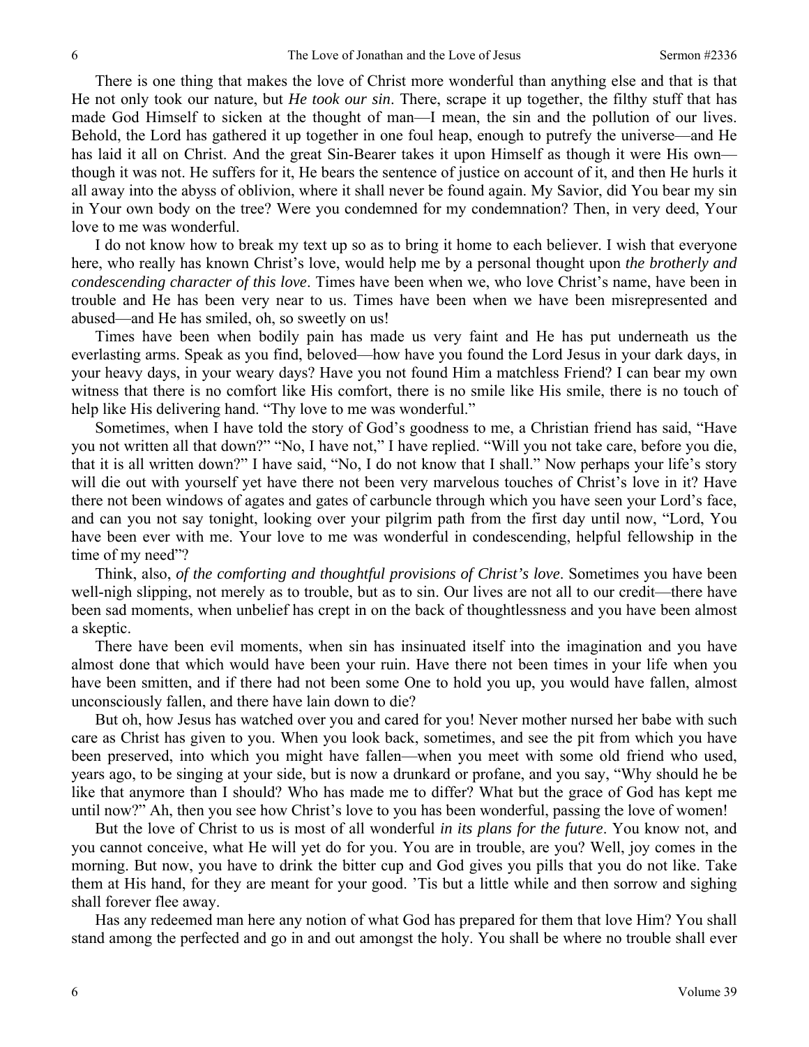There is one thing that makes the love of Christ more wonderful than anything else and that is that He not only took our nature, but *He took our sin*. There, scrape it up together, the filthy stuff that has made God Himself to sicken at the thought of man—I mean, the sin and the pollution of our lives. Behold, the Lord has gathered it up together in one foul heap, enough to putrefy the universe—and He has laid it all on Christ. And the great Sin-Bearer takes it upon Himself as though it were His own—though it was not. He suffers for it, He bears the sentence of justice on account of it, and then He hurls it all away into the abyss of oblivion, where it shall never be found again. My Savior, did You bear my sin in Your own body on the tree? Were you condemned for my condemnation? Then, in very deed, Your love to me was wonderful.

I do not know how to break my text up so as to bring it home to each believer. I wish that everyone here, who really has known Christ's love, would help me by a personal thought upon *the brotherly and condescending character of this love*. Times have been when we, who love Christ's name, have been in trouble and He has been very near to us. Times have been when we have been misrepresented and abused—and He has smiled, oh, so sweetly on us!

Times have been when bodily pain has made us very faint and He has put underneath us the everlasting arms. Speak as you find, beloved—how have you found the Lord Jesus in your dark days, in your heavy days, in your weary days? Have you not found Him a matchless Friend? I can bear my own witness that there is no comfort like His comfort, there is no smile like His smile, there is no touch of help like His delivering hand. "Thy love to me was wonderful."

Sometimes, when I have told the story of God's goodness to me, a Christian friend has said, "Have you not written all that down?" "No, I have not," I have replied. "Will you not take care, before you die, that it is all written down?" I have said, "No, I do not know that I shall." Now perhaps your life's story will die out with yourself yet have there not been very marvelous touches of Christ's love in it? Have there not been windows of agates and gates of carbuncle through which you have seen your Lord's face, and can you not say tonight, looking over your pilgrim path from the first day until now, "Lord, You have been ever with me. Your love to me was wonderful in condescending, helpful fellowship in the time of my need"?

Think, also, *of the comforting and thoughtful provisions of Christ's love*. Sometimes you have been well-nigh slipping, not merely as to trouble, but as to sin. Our lives are not all to our credit—there have been sad moments, when unbelief has crept in on the back of thoughtlessness and you have been almost a skeptic.

There have been evil moments, when sin has insinuated itself into the imagination and you have almost done that which would have been your ruin. Have there not been times in your life when you have been smitten, and if there had not been some One to hold you up, you would have fallen, almost unconsciously fallen, and there have lain down to die?

But oh, how Jesus has watched over you and cared for you! Never mother nursed her babe with such care as Christ has given to you. When you look back, sometimes, and see the pit from which you have been preserved, into which you might have fallen—when you meet with some old friend who used, years ago, to be singing at your side, but is now a drunkard or profane, and you say, "Why should he be like that anymore than I should? Who has made me to differ? What but the grace of God has kept me until now?" Ah, then you see how Christ's love to you has been wonderful, passing the love of women!

But the love of Christ to us is most of all wonderful *in its plans for the future*. You know not, and you cannot conceive, what He will yet do for you. You are in trouble, are you? Well, joy comes in the morning. But now, you have to drink the bitter cup and God gives you pills that you do not like. Take them at His hand, for they are meant for your good. 'Tis but a little while and then sorrow and sighing shall forever flee away.

Has any redeemed man here any notion of what God has prepared for them that love Him? You shall stand among the perfected and go in and out amongst the holy. You shall be where no trouble shall ever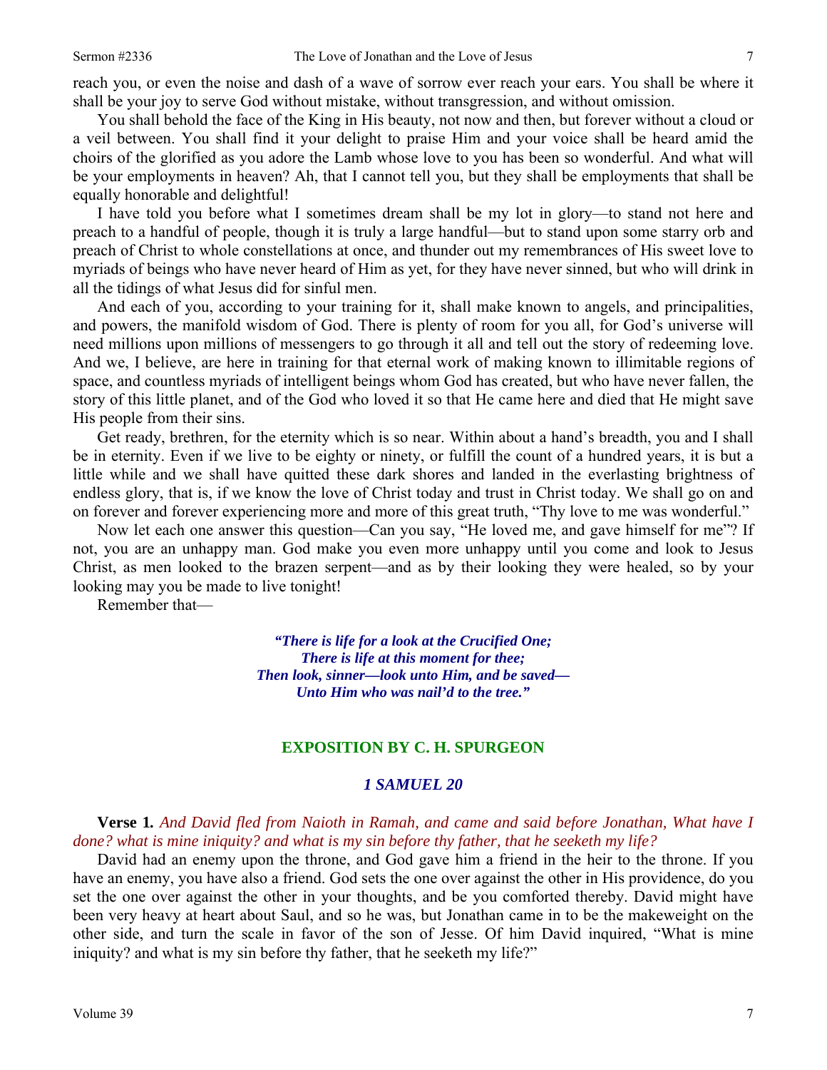reach you, or even the noise and dash of a wave of sorrow ever reach your ears. You shall be where it shall be your joy to serve God without mistake, without transgression, and without omission.

You shall behold the face of the King in His beauty, not now and then, but forever without a cloud or a veil between. You shall find it your delight to praise Him and your voice shall be heard amid the choirs of the glorified as you adore the Lamb whose love to you has been so wonderful. And what will be your employments in heaven? Ah, that I cannot tell you, but they shall be employments that shall be equally honorable and delightful!

I have told you before what I sometimes dream shall be my lot in glory—to stand not here and preach to a handful of people, though it is truly a large handful—but to stand upon some starry orb and preach of Christ to whole constellations at once, and thunder out my remembrances of His sweet love to myriads of beings who have never heard of Him as yet, for they have never sinned, but who will drink in all the tidings of what Jesus did for sinful men.

And each of you, according to your training for it, shall make known to angels, and principalities, and powers, the manifold wisdom of God. There is plenty of room for you all, for God's universe will need millions upon millions of messengers to go through it all and tell out the story of redeeming love. And we, I believe, are here in training for that eternal work of making known to illimitable regions of space, and countless myriads of intelligent beings whom God has created, but who have never fallen, the story of this little planet, and of the God who loved it so that He came here and died that He might save His people from their sins.

Get ready, brethren, for the eternity which is so near. Within about a hand's breadth, you and I shall be in eternity. Even if we live to be eighty or ninety, or fulfill the count of a hundred years, it is but a little while and we shall have quitted these dark shores and landed in the everlasting brightness of endless glory, that is, if we know the love of Christ today and trust in Christ today. We shall go on and on forever and forever experiencing more and more of this great truth, "Thy love to me was wonderful."

Now let each one answer this question—Can you say, "He loved me, and gave himself for me"? If not, you are an unhappy man. God make you even more unhappy until you come and look to Jesus Christ, as men looked to the brazen serpent—and as by their looking they were healed, so by your looking may you be made to live tonight!

Remember that—

> ***"There is life for a look at the Crucified One;***
> ***There is life at this moment for thee;***
> ***Then look, sinner—look unto Him, and be saved—***
> ***Unto Him who was nail'd to the tree."***

## EXPOSITION BY C. H. SPURGEON

### *1 SAMUEL 20*

**Verse 1.** *And David fled from Naioth in Ramah, and came and said before Jonathan, What have I done? what is mine iniquity? and what is my sin before thy father, that he seeketh my life?*

David had an enemy upon the throne, and God gave him a friend in the heir to the throne. If you have an enemy, you have also a friend. God sets the one over against the other in His providence, do you set the one over against the other in your thoughts, and be you comforted thereby. David might have been very heavy at heart about Saul, and so he was, but Jonathan came in to be the makeweight on the other side, and turn the scale in favor of the son of Jesse. Of him David inquired, "What is mine iniquity? and what is my sin before thy father, that he seeketh my life?"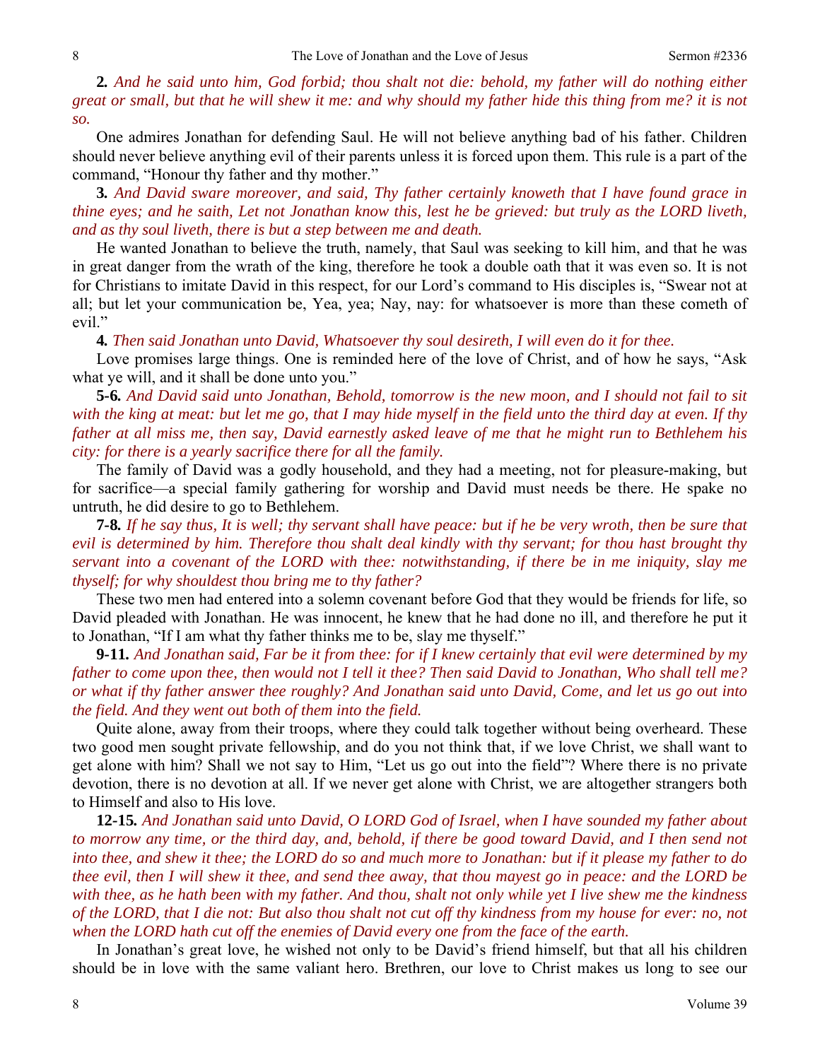**2.** *And he said unto him, God forbid; thou shalt not die: behold, my father will do nothing either great or small, but that he will shew it me: and why should my father hide this thing from me? it is not so.*

One admires Jonathan for defending Saul. He will not believe anything bad of his father. Children should never believe anything evil of their parents unless it is forced upon them. This rule is a part of the command, "Honour thy father and thy mother."

**3.** *And David sware moreover, and said, Thy father certainly knoweth that I have found grace in thine eyes; and he saith, Let not Jonathan know this, lest he be grieved: but truly as the LORD liveth, and as thy soul liveth, there is but a step between me and death.*

He wanted Jonathan to believe the truth, namely, that Saul was seeking to kill him, and that he was in great danger from the wrath of the king, therefore he took a double oath that it was even so. It is not for Christians to imitate David in this respect, for our Lord's command to His disciples is, "Swear not at all; but let your communication be, Yea, yea; Nay, nay: for whatsoever is more than these cometh of evil."

**4.** *Then said Jonathan unto David, Whatsoever thy soul desireth, I will even do it for thee.*

Love promises large things. One is reminded here of the love of Christ, and of how he says, "Ask what ye will, and it shall be done unto you."

**5-6.** *And David said unto Jonathan, Behold, tomorrow is the new moon, and I should not fail to sit with the king at meat: but let me go, that I may hide myself in the field unto the third day at even. If thy father at all miss me, then say, David earnestly asked leave of me that he might run to Bethlehem his city: for there is a yearly sacrifice there for all the family.*

The family of David was a godly household, and they had a meeting, not for pleasure-making, but for sacrifice—a special family gathering for worship and David must needs be there. He spake no untruth, he did desire to go to Bethlehem.

**7-8.** *If he say thus, It is well; thy servant shall have peace: but if he be very wroth, then be sure that evil is determined by him. Therefore thou shalt deal kindly with thy servant; for thou hast brought thy servant into a covenant of the LORD with thee: notwithstanding, if there be in me iniquity, slay me thyself; for why shouldest thou bring me to thy father?*

These two men had entered into a solemn covenant before God that they would be friends for life, so David pleaded with Jonathan. He was innocent, he knew that he had done no ill, and therefore he put it to Jonathan, "If I am what thy father thinks me to be, slay me thyself."

**9-11.** *And Jonathan said, Far be it from thee: for if I knew certainly that evil were determined by my father to come upon thee, then would not I tell it thee? Then said David to Jonathan, Who shall tell me? or what if thy father answer thee roughly? And Jonathan said unto David, Come, and let us go out into the field. And they went out both of them into the field.*

Quite alone, away from their troops, where they could talk together without being overheard. These two good men sought private fellowship, and do you not think that, if we love Christ, we shall want to get alone with him? Shall we not say to Him, "Let us go out into the field"? Where there is no private devotion, there is no devotion at all. If we never get alone with Christ, we are altogether strangers both to Himself and also to His love.

**12-15.** *And Jonathan said unto David, O LORD God of Israel, when I have sounded my father about to morrow any time, or the third day, and, behold, if there be good toward David, and I then send not into thee, and shew it thee; the LORD do so and much more to Jonathan: but if it please my father to do thee evil, then I will shew it thee, and send thee away, that thou mayest go in peace: and the LORD be with thee, as he hath been with my father. And thou, shalt not only while yet I live shew me the kindness of the LORD, that I die not: But also thou shalt not cut off thy kindness from my house for ever: no, not when the LORD hath cut off the enemies of David every one from the face of the earth.*

In Jonathan's great love, he wished not only to be David's friend himself, but that all his children should be in love with the same valiant hero. Brethren, our love to Christ makes us long to see our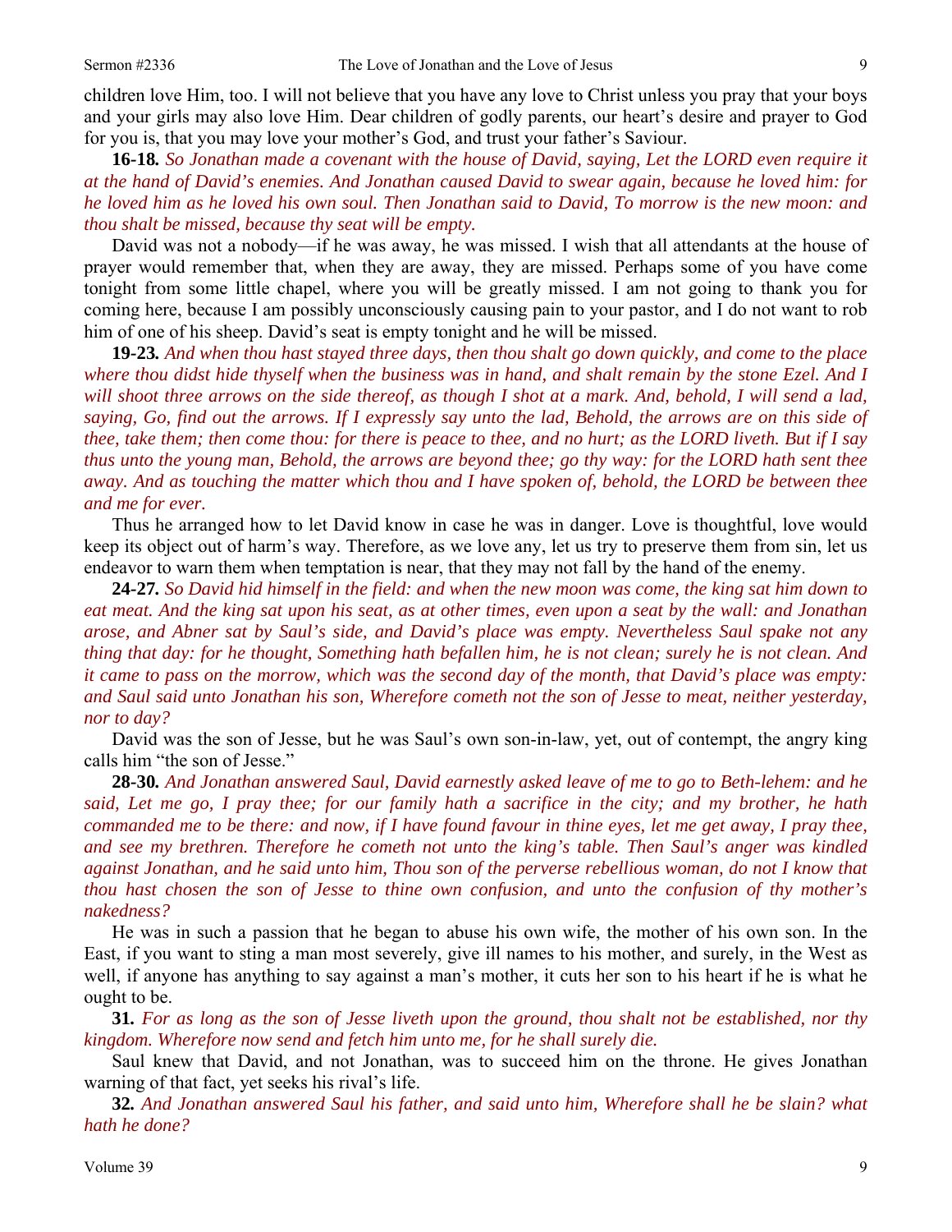children love Him, too. I will not believe that you have any love to Christ unless you pray that your boys and your girls may also love Him. Dear children of godly parents, our heart's desire and prayer to God for you is, that you may love your mother's God, and trust your father's Saviour.

**16-18.** *So Jonathan made a covenant with the house of David, saying, Let the LORD even require it at the hand of David's enemies. And Jonathan caused David to swear again, because he loved him: for he loved him as he loved his own soul. Then Jonathan said to David, To morrow is the new moon: and thou shalt be missed, because thy seat will be empty.*

David was not a nobody—if he was away, he was missed. I wish that all attendants at the house of prayer would remember that, when they are away, they are missed. Perhaps some of you have come tonight from some little chapel, where you will be greatly missed. I am not going to thank you for coming here, because I am possibly unconsciously causing pain to your pastor, and I do not want to rob him of one of his sheep. David's seat is empty tonight and he will be missed.

**19-23.** *And when thou hast stayed three days, then thou shalt go down quickly, and come to the place where thou didst hide thyself when the business was in hand, and shalt remain by the stone Ezel. And I will shoot three arrows on the side thereof, as though I shot at a mark. And, behold, I will send a lad, saying, Go, find out the arrows. If I expressly say unto the lad, Behold, the arrows are on this side of thee, take them; then come thou: for there is peace to thee, and no hurt; as the LORD liveth. But if I say thus unto the young man, Behold, the arrows are beyond thee; go thy way: for the LORD hath sent thee away. And as touching the matter which thou and I have spoken of, behold, the LORD be between thee and me for ever.*

Thus he arranged how to let David know in case he was in danger. Love is thoughtful, love would keep its object out of harm's way. Therefore, as we love any, let us try to preserve them from sin, let us endeavor to warn them when temptation is near, that they may not fall by the hand of the enemy.

**24-27.** *So David hid himself in the field: and when the new moon was come, the king sat him down to eat meat. And the king sat upon his seat, as at other times, even upon a seat by the wall: and Jonathan arose, and Abner sat by Saul's side, and David's place was empty. Nevertheless Saul spake not any thing that day: for he thought, Something hath befallen him, he is not clean; surely he is not clean. And it came to pass on the morrow, which was the second day of the month, that David's place was empty: and Saul said unto Jonathan his son, Wherefore cometh not the son of Jesse to meat, neither yesterday, nor to day?*

David was the son of Jesse, but he was Saul's own son-in-law, yet, out of contempt, the angry king calls him "the son of Jesse."

**28-30.** *And Jonathan answered Saul, David earnestly asked leave of me to go to Beth-lehem: and he said, Let me go, I pray thee; for our family hath a sacrifice in the city; and my brother, he hath commanded me to be there: and now, if I have found favour in thine eyes, let me get away, I pray thee, and see my brethren. Therefore he cometh not unto the king's table. Then Saul's anger was kindled against Jonathan, and he said unto him, Thou son of the perverse rebellious woman, do not I know that thou hast chosen the son of Jesse to thine own confusion, and unto the confusion of thy mother's nakedness?*

He was in such a passion that he began to abuse his own wife, the mother of his own son. In the East, if you want to sting a man most severely, give ill names to his mother, and surely, in the West as well, if anyone has anything to say against a man's mother, it cuts her son to his heart if he is what he ought to be.

**31.** *For as long as the son of Jesse liveth upon the ground, thou shalt not be established, nor thy kingdom. Wherefore now send and fetch him unto me, for he shall surely die.*

Saul knew that David, and not Jonathan, was to succeed him on the throne. He gives Jonathan warning of that fact, yet seeks his rival's life.

**32.** *And Jonathan answered Saul his father, and said unto him, Wherefore shall he be slain? what hath he done?*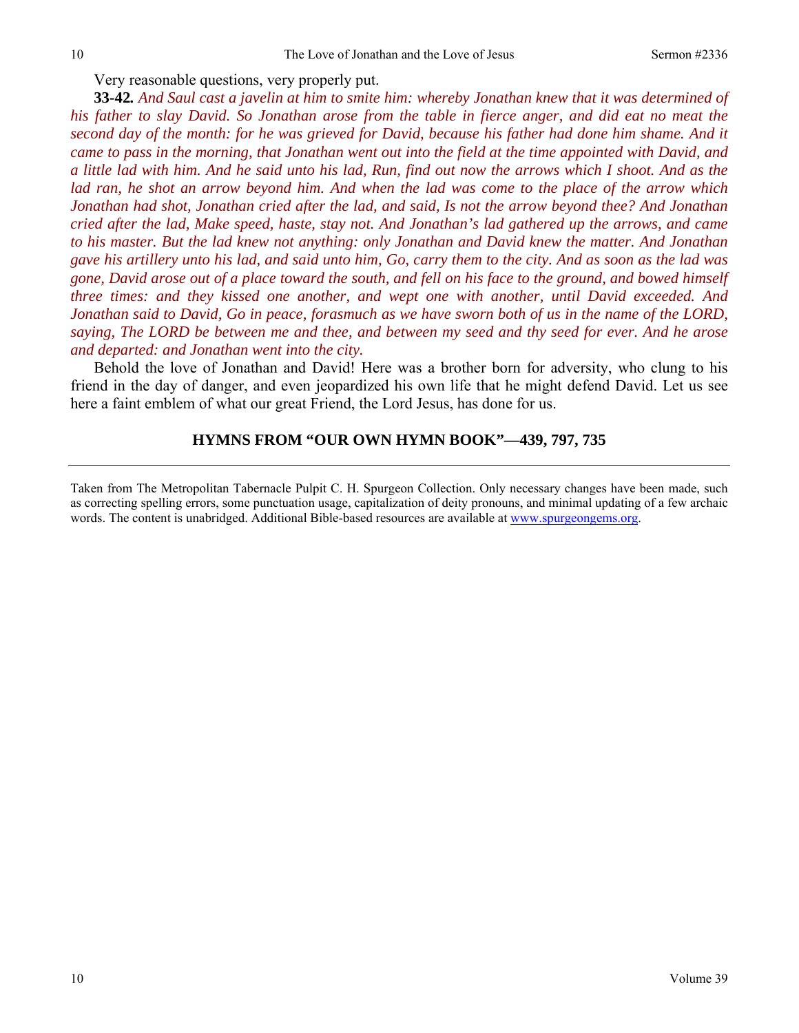Very reasonable questions, very properly put.

**33-42.** *And Saul cast a javelin at him to smite him: whereby Jonathan knew that it was determined of his father to slay David. So Jonathan arose from the table in fierce anger, and did eat no meat the second day of the month: for he was grieved for David, because his father had done him shame. And it came to pass in the morning, that Jonathan went out into the field at the time appointed with David, and a little lad with him. And he said unto his lad, Run, find out now the arrows which I shoot. And as the lad ran, he shot an arrow beyond him. And when the lad was come to the place of the arrow which Jonathan had shot, Jonathan cried after the lad, and said, Is not the arrow beyond thee? And Jonathan cried after the lad, Make speed, haste, stay not. And Jonathan's lad gathered up the arrows, and came to his master. But the lad knew not anything: only Jonathan and David knew the matter. And Jonathan gave his artillery unto his lad, and said unto him, Go, carry them to the city. And as soon as the lad was gone, David arose out of a place toward the south, and fell on his face to the ground, and bowed himself three times: and they kissed one another, and wept one with another, until David exceeded. And Jonathan said to David, Go in peace, forasmuch as we have sworn both of us in the name of the LORD, saying, The LORD be between me and thee, and between my seed and thy seed for ever. And he arose and departed: and Jonathan went into the city.*

Behold the love of Jonathan and David! Here was a brother born for adversity, who clung to his friend in the day of danger, and even jeopardized his own life that he might defend David. Let us see here a faint emblem of what our great Friend, the Lord Jesus, has done for us.

## HYMNS FROM "OUR OWN HYMN BOOK"—439, 797, 735

---

Taken from The Metropolitan Tabernacle Pulpit C. H. Spurgeon Collection. Only necessary changes have been made, such as correcting spelling errors, some punctuation usage, capitalization of deity pronouns, and minimal updating of a few archaic words. The content is unabridged. Additional Bible-based resources are available at [www.spurgeongems.org](http://www.spurgeongems.org).